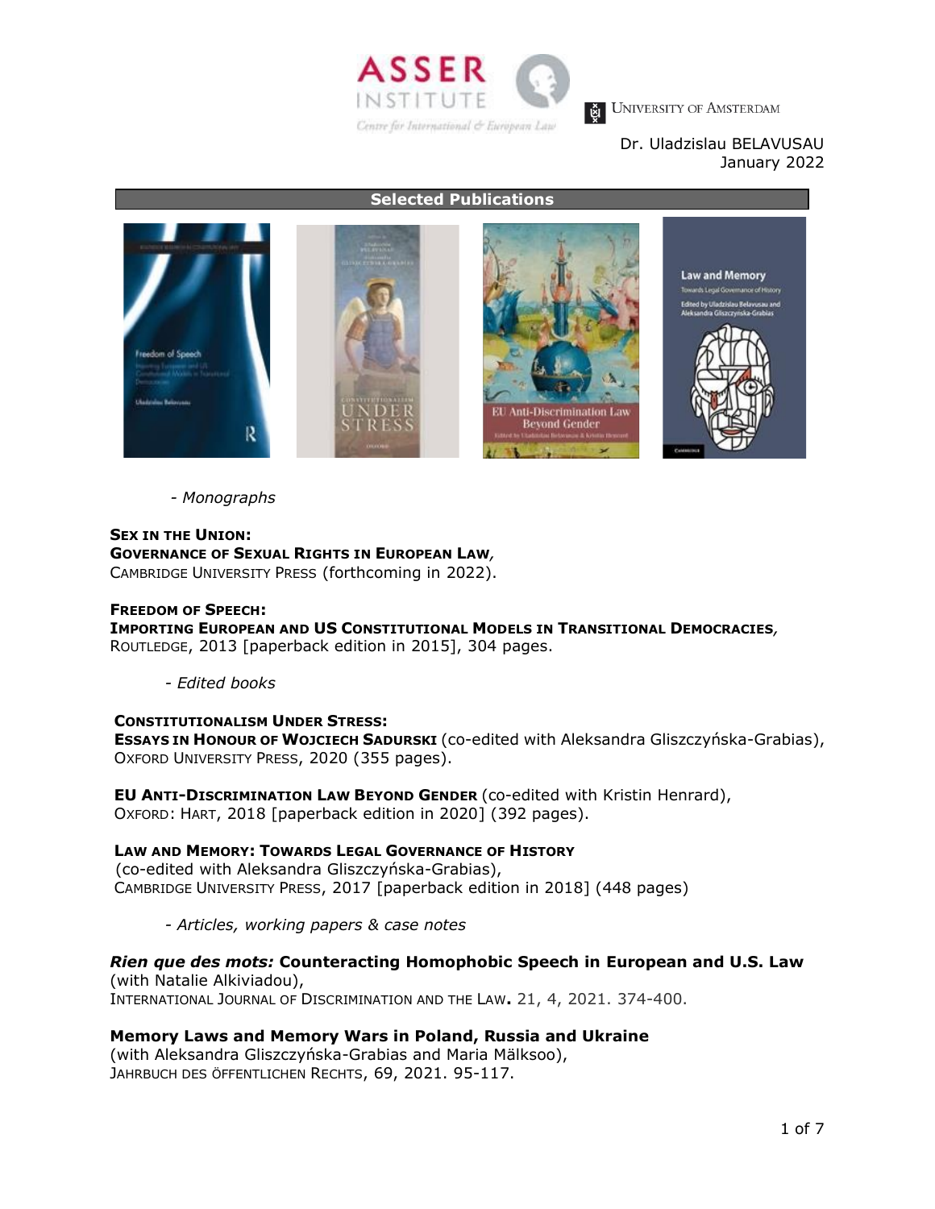ASSER INSTITUTE

Centre for International & European Law

UNIVERSITY OF AMSTERDAM

Dr. Uladzislau BELAVUSAU
January 2022

## Selected Publications

*- Monographs*

**SEX IN THE UNION:**
**GOVERNANCE OF SEXUAL RIGHTS IN EUROPEAN LAW***,*
CAMBRIDGE UNIVERSITY PRESS (forthcoming in 2022).

**FREEDOM OF SPEECH:**
**IMPORTING EUROPEAN AND US CONSTITUTIONAL MODELS IN TRANSITIONAL DEMOCRACIES***,*
ROUTLEDGE, 2013 [paperback edition in 2015], 304 pages.

*- Edited books*

**CONSTITUTIONALISM UNDER STRESS:**
**ESSAYS IN HONOUR OF WOJCIECH SADURSKI** (co-edited with Aleksandra Gliszczyńska-Grabias), OXFORD UNIVERSITY PRESS, 2020 (355 pages).

**EU ANTI-DISCRIMINATION LAW BEYOND GENDER** (co-edited with Kristin Henrard), OXFORD: HART, 2018 [paperback edition in 2020] (392 pages).

**LAW AND MEMORY: TOWARDS LEGAL GOVERNANCE OF HISTORY**
(co-edited with Aleksandra Gliszczyńska-Grabias),
CAMBRIDGE UNIVERSITY PRESS, 2017 [paperback edition in 2018] (448 pages)

*- Articles, working papers & case notes*

***Rien que des mots:*** **Counteracting Homophobic Speech in European and U.S. Law**
(with Natalie Alkiviadou),
INTERNATIONAL JOURNAL OF DISCRIMINATION AND THE LAW**.** 21, 4, 2021. 374-400.

**Memory Laws and Memory Wars in Poland, Russia and Ukraine**
(with Aleksandra Gliszczyńska-Grabias and Maria Mälksoo),
JAHRBUCH DES ÖFFENTLICHEN RECHTS, 69, 2021. 95-117.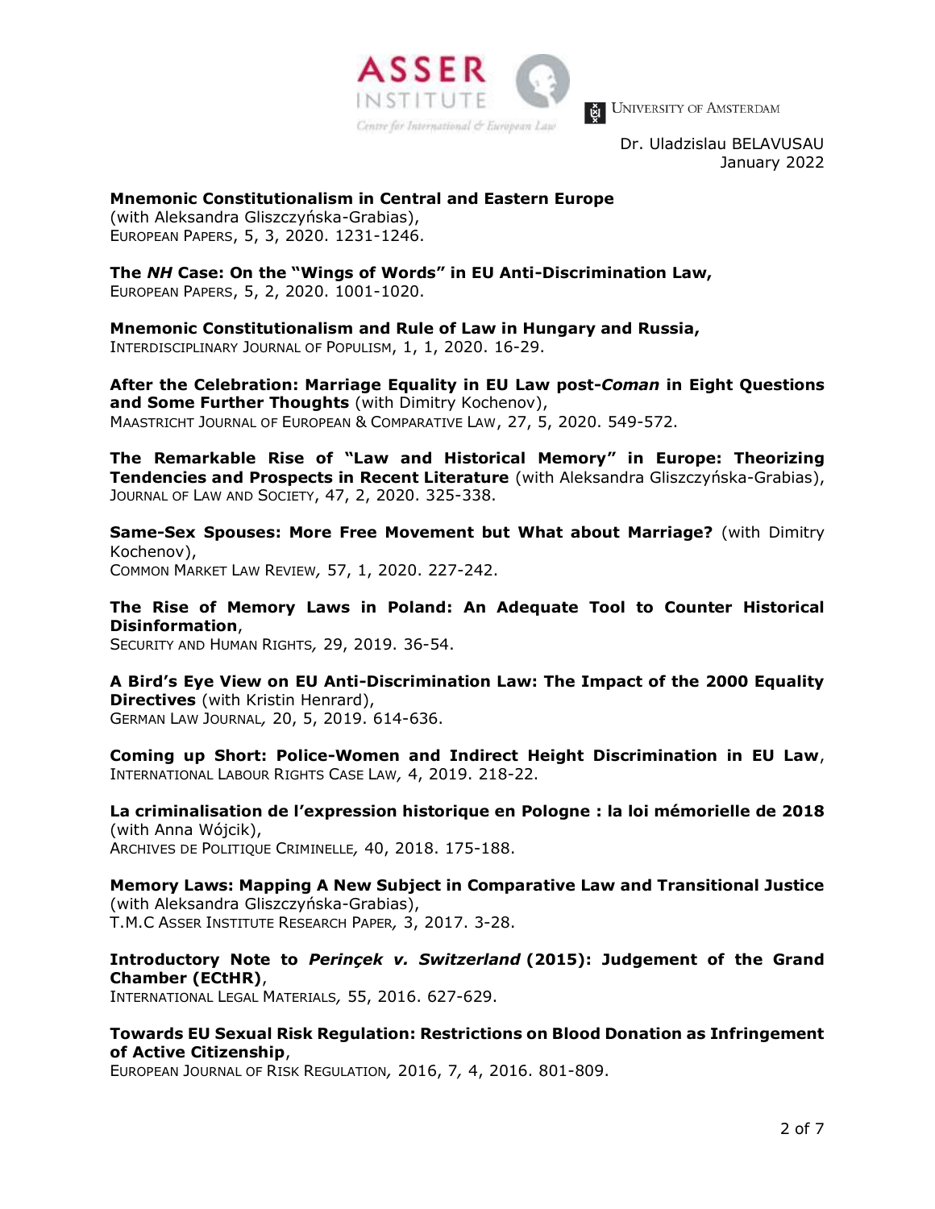**Mnemonic Constitutionalism in Central and Eastern Europe**
(with Aleksandra Gliszczyńska-Grabias),
EUROPEAN PAPERS, 5, 3, 2020. 1231-1246.

**The *NH* Case: On the "Wings of Words" in EU Anti-Discrimination Law,**
EUROPEAN PAPERS, 5, 2, 2020. 1001-1020.

**Mnemonic Constitutionalism and Rule of Law in Hungary and Russia,**
INTERDISCIPLINARY JOURNAL OF POPULISM, 1, 1, 2020. 16-29.

**After the Celebration: Marriage Equality in EU Law post-*Coman* in Eight Questions and Some Further Thoughts** (with Dimitry Kochenov),
MAASTRICHT JOURNAL OF EUROPEAN & COMPARATIVE LAW, 27, 5, 2020. 549-572.

**The Remarkable Rise of "Law and Historical Memory" in Europe: Theorizing Tendencies and Prospects in Recent Literature** (with Aleksandra Gliszczyńska-Grabias),
JOURNAL OF LAW AND SOCIETY, 47, 2, 2020. 325-338.

**Same-Sex Spouses: More Free Movement but What about Marriage?** (with Dimitry Kochenov),
COMMON MARKET LAW REVIEW, 57, 1, 2020. 227-242.

**The Rise of Memory Laws in Poland: An Adequate Tool to Counter Historical Disinformation**,
SECURITY AND HUMAN RIGHTS, 29, 2019. 36-54.

**A Bird's Eye View on EU Anti-Discrimination Law: The Impact of the 2000 Equality Directives** (with Kristin Henrard),
GERMAN LAW JOURNAL, 20, 5, 2019. 614-636.

**Coming up Short: Police-Women and Indirect Height Discrimination in EU Law**,
INTERNATIONAL LABOUR RIGHTS CASE LAW, 4, 2019. 218-22.

**La criminalisation de l'expression historique en Pologne : la loi mémorielle de 2018** (with Anna Wójcik),
ARCHIVES DE POLITIQUE CRIMINELLE, 40, 2018. 175-188.

**Memory Laws: Mapping A New Subject in Comparative Law and Transitional Justice** (with Aleksandra Gliszczyńska-Grabias),
T.M.C ASSER INSTITUTE RESEARCH PAPER, 3, 2017. 3-28.

**Introductory Note to *Perinçek v. Switzerland* (2015): Judgement of the Grand Chamber (ECtHR)**,
INTERNATIONAL LEGAL MATERIALS, 55, 2016. 627-629.

**Towards EU Sexual Risk Regulation: Restrictions on Blood Donation as Infringement of Active Citizenship**,
EUROPEAN JOURNAL OF RISK REGULATION, 2016, 7, 4, 2016. 801-809.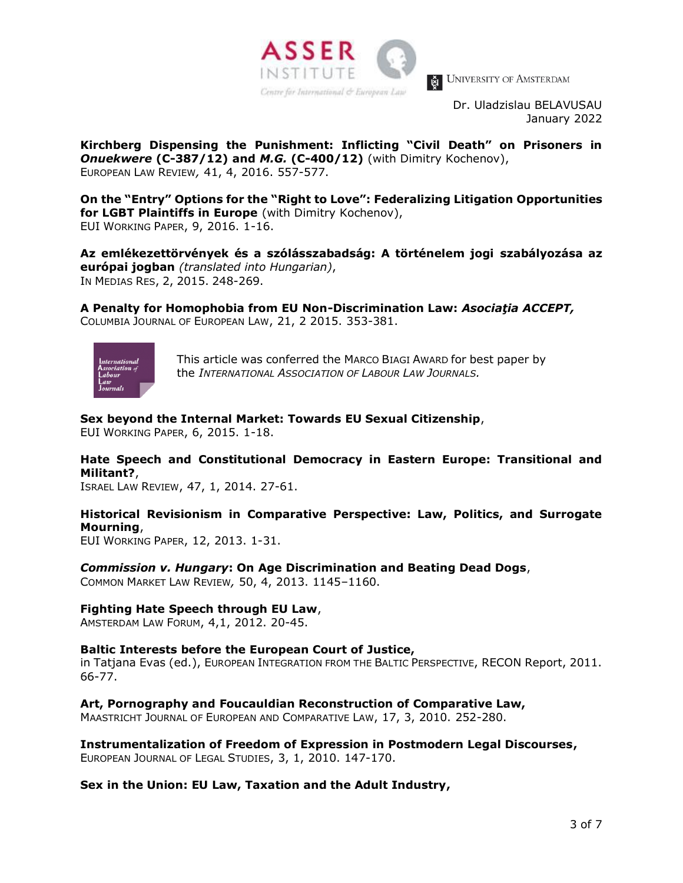**Kirchberg Dispensing the Punishment: Inflicting "Civil Death" on Prisoners in *Onuekwere* (C-387/12) and *M.G.* (C-400/12)** (with Dimitry Kochenov),
EUROPEAN LAW REVIEW*,* 41, 4, 2016. 557-577.

**On the "Entry" Options for the "Right to Love": Federalizing Litigation Opportunities for LGBT Plaintiffs in Europe** (with Dimitry Kochenov),
EUI WORKING PAPER, 9, 2016. 1-16.

**Az emlékezettörvények és a szólásszabadság: A történelem jogi szabályozása az európai jogban** *(translated into Hungarian)*,
IN MEDIAS RES, 2, 2015. 248-269.

**A Penalty for Homophobia from EU Non-Discrimination Law: *Asociaţia ACCEPT,***
COLUMBIA JOURNAL OF EUROPEAN LAW, 21, 2 2015. 353-381.

This article was conferred the MARCO BIAGI AWARD for best paper by the *INTERNATIONAL ASSOCIATION OF LABOUR LAW JOURNALS.*

**Sex beyond the Internal Market: Towards EU Sexual Citizenship**,
EUI WORKING PAPER, 6, 2015. 1-18.

**Hate Speech and Constitutional Democracy in Eastern Europe: Transitional and Militant?**,
ISRAEL LAW REVIEW, 47, 1, 2014. 27-61.

**Historical Revisionism in Comparative Perspective: Law, Politics, and Surrogate Mourning**,
EUI WORKING PAPER, 12, 2013. 1-31.

***Commission v. Hungary*: On Age Discrimination and Beating Dead Dogs**,
COMMON MARKET LAW REVIEW*,* 50, 4, 2013. 1145–1160.

**Fighting Hate Speech through EU Law**,
AMSTERDAM LAW FORUM, 4,1, 2012. 20-45.

**Baltic Interests before the European Court of Justice,**
in Tatjana Evas (ed.), EUROPEAN INTEGRATION FROM THE BALTIC PERSPECTIVE, RECON Report, 2011. 66-77.

**Art, Pornography and Foucauldian Reconstruction of Comparative Law,**
MAASTRICHT JOURNAL OF EUROPEAN AND COMPARATIVE LAW, 17, 3, 2010. 252-280.

**Instrumentalization of Freedom of Expression in Postmodern Legal Discourses,**
EUROPEAN JOURNAL OF LEGAL STUDIES, 3, 1, 2010. 147-170.

**Sex in the Union: EU Law, Taxation and the Adult Industry,**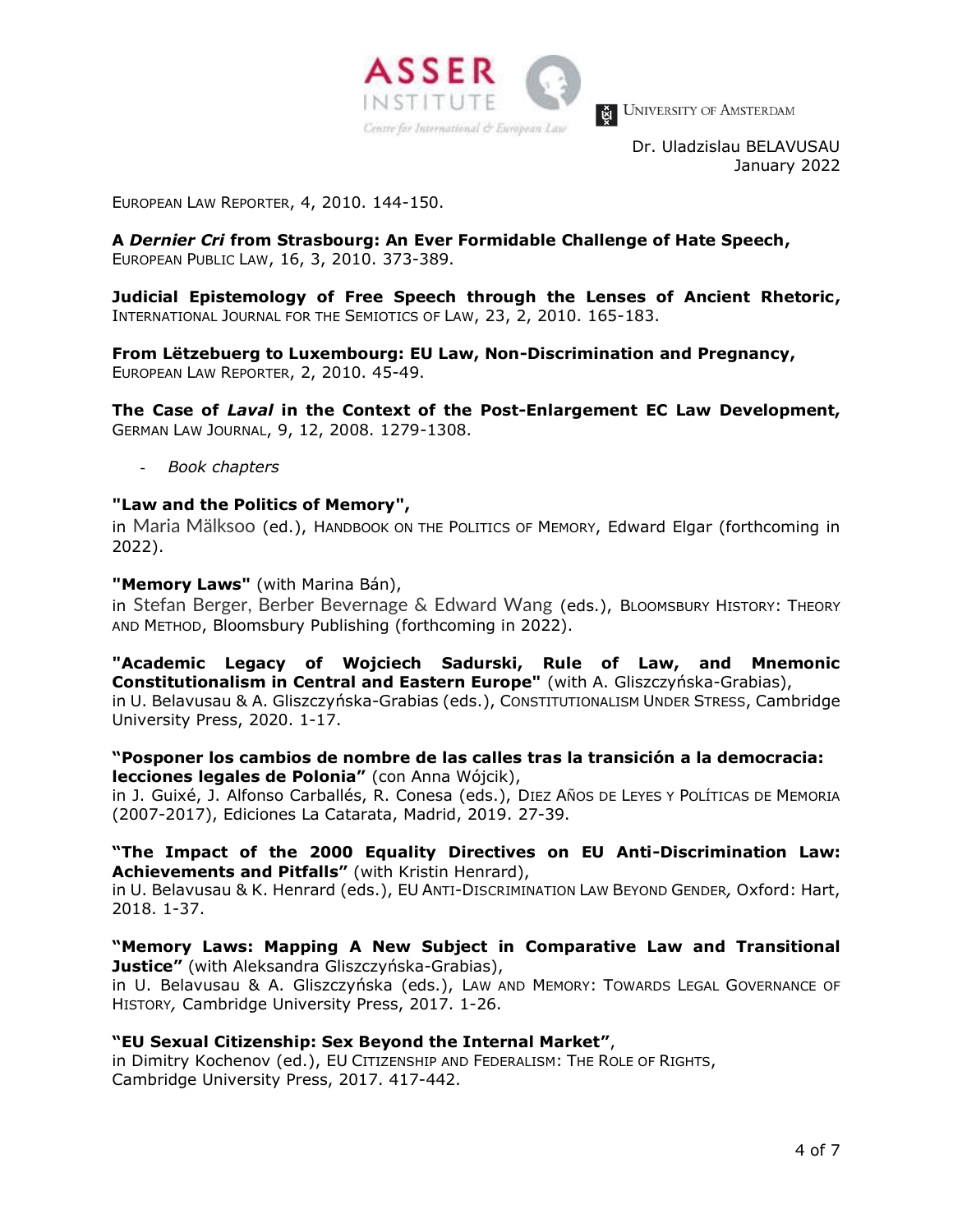EUROPEAN LAW REPORTER, 4, 2010. 144-150.

**A *Dernier Cri* from Strasbourg: An Ever Formidable Challenge of Hate Speech,**
EUROPEAN PUBLIC LAW, 16, 3, 2010. 373-389.

**Judicial Epistemology of Free Speech through the Lenses of Ancient Rhetoric,**
INTERNATIONAL JOURNAL FOR THE SEMIOTICS OF LAW, 23, 2, 2010. 165-183.

**From Lëtzebuerg to Luxembourg: EU Law, Non-Discrimination and Pregnancy,**
EUROPEAN LAW REPORTER, 2, 2010. 45-49.

**The Case of *Laval* in the Context of the Post-Enlargement EC Law Development,**
GERMAN LAW JOURNAL, 9, 12, 2008. 1279-1308.

- *Book chapters*

**"Law and the Politics of Memory",**
in Maria Mälksoo (ed.), HANDBOOK ON THE POLITICS OF MEMORY, Edward Elgar (forthcoming in 2022).

**"Memory Laws"** (with Marina Bán),
in Stefan Berger, Berber Bevernage & Edward Wang (eds.), BLOOMSBURY HISTORY: THEORY AND METHOD, Bloomsbury Publishing (forthcoming in 2022).

**"Academic Legacy of Wojciech Sadurski, Rule of Law, and Mnemonic Constitutionalism in Central and Eastern Europe"** (with A. Gliszczyńska-Grabias),
in U. Belavusau & A. Gliszczyńska-Grabias (eds.), CONSTITUTIONALISM UNDER STRESS, Cambridge University Press, 2020. 1-17.

**"Posponer los cambios de nombre de las calles tras la transición a la democracia: lecciones legales de Polonia"** (con Anna Wójcik),
in J. Guixé, J. Alfonso Carballés, R. Conesa (eds.), DIEZ AÑOS DE LEYES Y POLÍTICAS DE MEMORIA (2007-2017), Ediciones La Catarata, Madrid, 2019. 27-39.

**"The Impact of the 2000 Equality Directives on EU Anti-Discrimination Law: Achievements and Pitfalls"** (with Kristin Henrard),
in U. Belavusau & K. Henrard (eds.), EU ANTI-DISCRIMINATION LAW BEYOND GENDER*,* Oxford: Hart, 2018. 1-37.

**"Memory Laws: Mapping A New Subject in Comparative Law and Transitional Justice"** (with Aleksandra Gliszczyńska-Grabias),
in U. Belavusau & A. Gliszczyńska (eds.), LAW AND MEMORY: TOWARDS LEGAL GOVERNANCE OF HISTORY*,* Cambridge University Press, 2017. 1-26.

**"EU Sexual Citizenship: Sex Beyond the Internal Market"**,
in Dimitry Kochenov (ed.), EU CITIZENSHIP AND FEDERALISM: THE ROLE OF RIGHTS, Cambridge University Press, 2017. 417-442.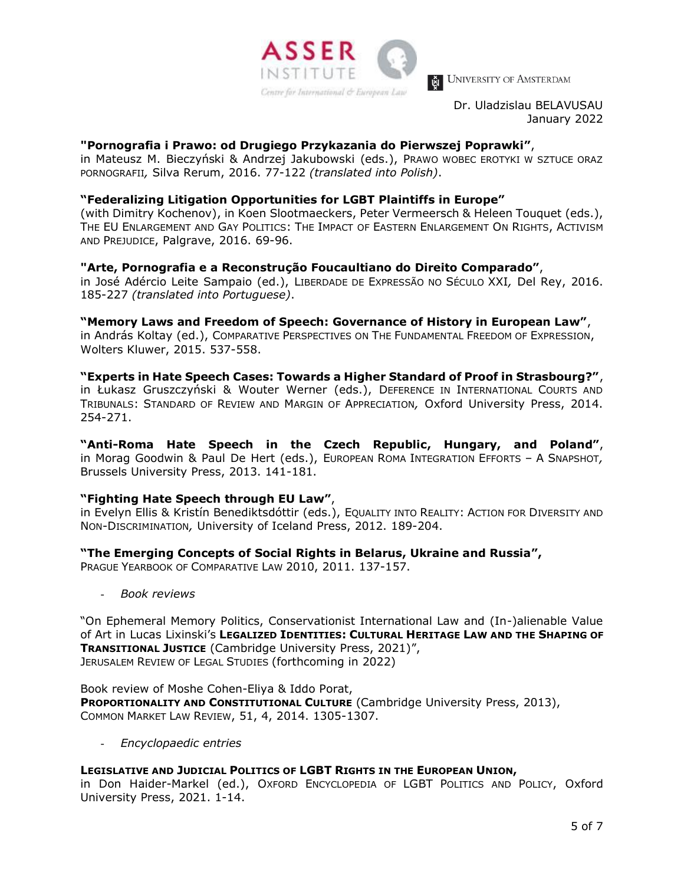**"Pornografia i Prawo: od Drugiego Przykazania do Pierwszej Poprawki"**,
in Mateusz M. Bieczyński & Andrzej Jakubowski (eds.), PRAWO WOBEC EROTYKI W SZTUCE ORAZ PORNOGRAFII*,* Silva Rerum, 2016. 77-122 *(translated into Polish)*.

**"Federalizing Litigation Opportunities for LGBT Plaintiffs in Europe"**
(with Dimitry Kochenov), in Koen Slootmaeckers, Peter Vermeersch & Heleen Touquet (eds.), THE EU ENLARGEMENT AND GAY POLITICS: THE IMPACT OF EASTERN ENLARGEMENT ON RIGHTS, ACTIVISM AND PREJUDICE, Palgrave, 2016. 69-96.

**"Arte, Pornografia e a Reconstrução Foucaultiano do Direito Comparado"**,
in José Adércio Leite Sampaio (ed.), LIBERDADE DE EXPRESSÃO NO SÉCULO XXI*,* Del Rey, 2016. 185-227 *(translated into Portuguese)*.

**"Memory Laws and Freedom of Speech: Governance of History in European Law"**,
in András Koltay (ed.), COMPARATIVE PERSPECTIVES ON THE FUNDAMENTAL FREEDOM OF EXPRESSION, Wolters Kluwer, 2015. 537-558.

**"Experts in Hate Speech Cases: Towards a Higher Standard of Proof in Strasbourg?"**,
in Łukasz Gruszczyński & Wouter Werner (eds.), DEFERENCE IN INTERNATIONAL COURTS AND TRIBUNALS: STANDARD OF REVIEW AND MARGIN OF APPRECIATION*,* Oxford University Press, 2014. 254-271.

**"Anti-Roma Hate Speech in the Czech Republic, Hungary, and Poland"**,
in Morag Goodwin & Paul De Hert (eds.), EUROPEAN ROMA INTEGRATION EFFORTS – A SNAPSHOT*,* Brussels University Press, 2013. 141-181.

**"Fighting Hate Speech through EU Law"**,
in Evelyn Ellis & Kristín Benediktsdóttir (eds.), EQUALITY INTO REALITY: ACTION FOR DIVERSITY AND NON-DISCRIMINATION*,* University of Iceland Press, 2012. 189-204.

**"The Emerging Concepts of Social Rights in Belarus, Ukraine and Russia",**
PRAGUE YEARBOOK OF COMPARATIVE LAW 2010, 2011. 137-157.

- *Book reviews*

"On Ephemeral Memory Politics, Conservationist International Law and (In-)alienable Value of Art in Lucas Lixinski's **LEGALIZED IDENTITIES: CULTURAL HERITAGE LAW AND THE SHAPING OF TRANSITIONAL JUSTICE** (Cambridge University Press, 2021)",
JERUSALEM REVIEW OF LEGAL STUDIES (forthcoming in 2022)

Book review of Moshe Cohen-Eliya & Iddo Porat,
**PROPORTIONALITY AND CONSTITUTIONAL CULTURE** (Cambridge University Press, 2013),
COMMON MARKET LAW REVIEW, 51, 4, 2014. 1305-1307.

- *Encyclopaedic entries*

**LEGISLATIVE AND JUDICIAL POLITICS OF LGBT RIGHTS IN THE EUROPEAN UNION,**
in Don Haider-Markel (ed.), OXFORD ENCYCLOPEDIA OF LGBT POLITICS AND POLICY, Oxford University Press, 2021. 1-14.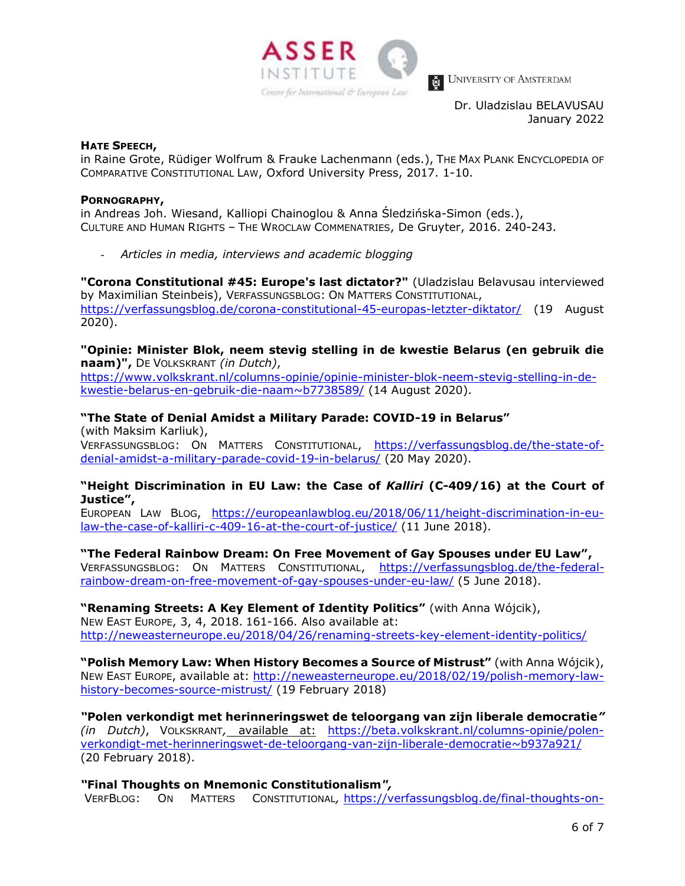**HATE SPEECH,**
in Raine Grote, Rüdiger Wolfrum & Frauke Lachenmann (eds.), THE MAX PLANK ENCYCLOPEDIA OF COMPARATIVE CONSTITUTIONAL LAW, Oxford University Press, 2017. 1-10.

**PORNOGRAPHY,**
in Andreas Joh. Wiesand, Kalliopi Chainoglou & Anna Śledzińska-Simon (eds.), CULTURE AND HUMAN RIGHTS – THE WROCLAW COMMENATRIES, De Gruyter, 2016. 240-243.

- *Articles in media, interviews and academic blogging*

**"Corona Constitutional #45: Europe's last dictator?"** (Uladzislau Belavusau interviewed by Maximilian Steinbeis), VERFASSUNGSBLOG: ON MATTERS CONSTITUTIONAL, https://verfassungsblog.de/corona-constitutional-45-europas-letzter-diktator/ (19 August 2020).

**"Opinie: Minister Blok, neem stevig stelling in de kwestie Belarus (en gebruik die naam)",** DE VOLKSKRANT *(in Dutch)*, https://www.volkskrant.nl/columns-opinie/opinie-minister-blok-neem-stevig-stelling-in-de-kwestie-belarus-en-gebruik-die-naam~b7738589/ (14 August 2020).

**"The State of Denial Amidst a Military Parade: COVID-19 in Belarus"**
(with Maksim Karliuk),
VERFASSUNGSBLOG: ON MATTERS CONSTITUTIONAL, https://verfassungsblog.de/the-state-of-denial-amidst-a-military-parade-covid-19-in-belarus/ (20 May 2020).

**"Height Discrimination in EU Law: the Case of *Kalliri* (C-409/16) at the Court of Justice",**
EUROPEAN LAW BLOG, https://europeanlawblog.eu/2018/06/11/height-discrimination-in-eu-law-the-case-of-kalliri-c-409-16-at-the-court-of-justice/ (11 June 2018).

**"The Federal Rainbow Dream: On Free Movement of Gay Spouses under EU Law",**
VERFASSUNGSBLOG: ON MATTERS CONSTITUTIONAL, https://verfassungsblog.de/the-federal-rainbow-dream-on-free-movement-of-gay-spouses-under-eu-law/ (5 June 2018).

**"Renaming Streets: A Key Element of Identity Politics"** (with Anna Wójcik),
NEW EAST EUROPE, 3, 4, 2018. 161-166. Also available at:
http://neweasterneurope.eu/2018/04/26/renaming-streets-key-element-identity-politics/

**"Polish Memory Law: When History Becomes a Source of Mistrust"** (with Anna Wójcik), NEW EAST EUROPE, available at: http://neweasterneurope.eu/2018/02/19/polish-memory-law-history-becomes-source-mistrust/ (19 February 2018)

**"Polen verkondigt met herinneringswet de teloorgang van zijn liberale democratie"** *(in Dutch)*, VOLKSKRANT, available at: https://beta.volkskrant.nl/columns-opinie/polen-verkondigt-met-herinneringswet-de-teloorgang-van-zijn-liberale-democratie~b937a921/ (20 February 2018).

**"Final Thoughts on Mnemonic Constitutionalism",**
VERFBLOG: ON MATTERS CONSTITUTIONAL, https://verfassungsblog.de/final-thoughts-on-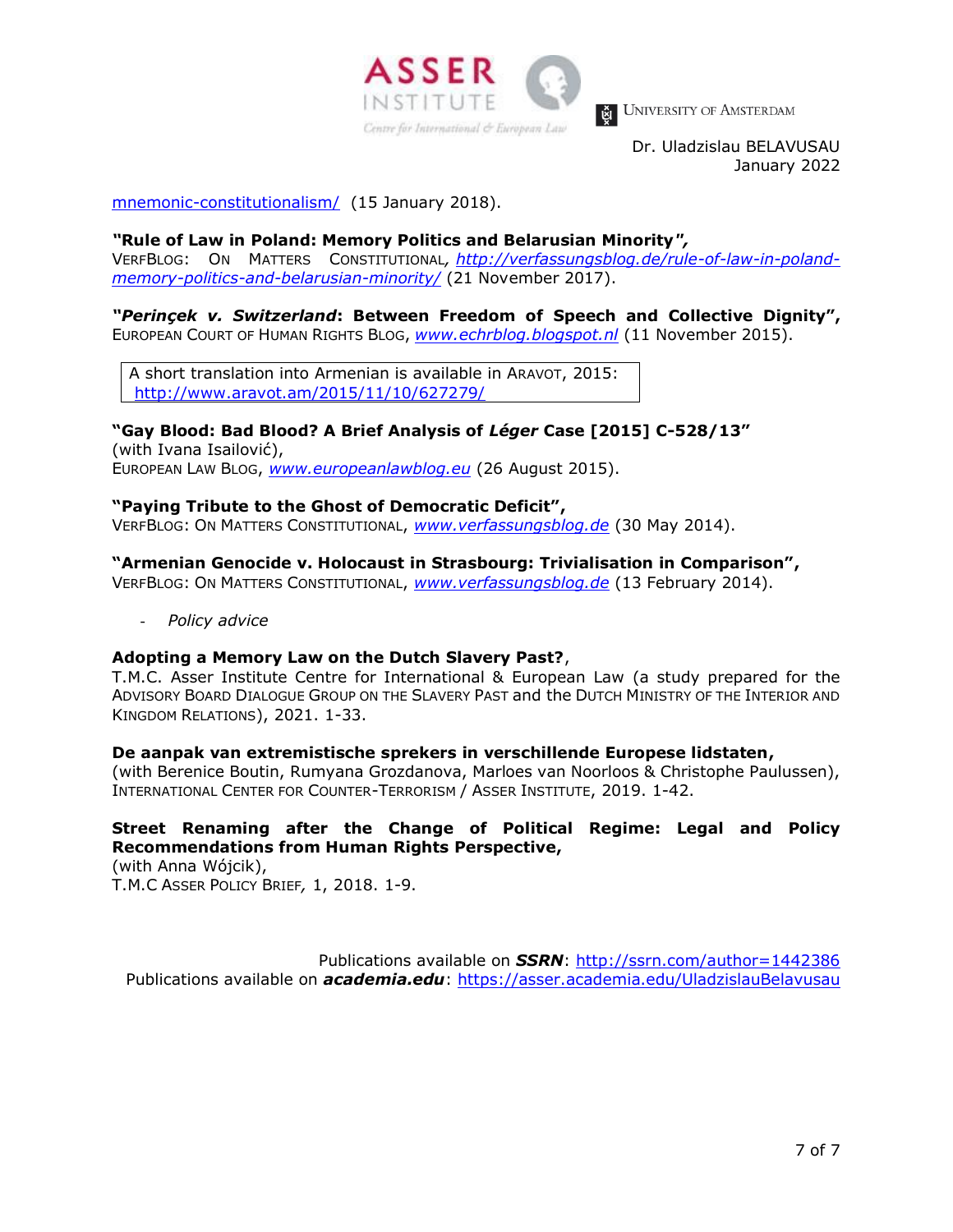mnemonic-constitutionalism/ (15 January 2018).

***"Rule of Law in Poland: Memory Politics and Belarusian Minority",***
VERFBLOG: ON MATTERS CONSTITUTIONAL, *http://verfassungsblog.de/rule-of-law-in-poland-memory-politics-and-belarusian-minority/* (21 November 2017).

***"Perinçek v. Switzerland*: Between Freedom of Speech and Collective Dignity",**
EUROPEAN COURT OF HUMAN RIGHTS BLOG, *www.echrblog.blogspot.nl* (11 November 2015).

> A short translation into Armenian is available in ARAVOT, 2015: http://www.aravot.am/2015/11/10/627279/

**"Gay Blood: Bad Blood? A Brief Analysis of *Léger* Case [2015] C-528/13"**
(with Ivana Isailović),
EUROPEAN LAW BLOG, *www.europeanlawblog.eu* (26 August 2015).

**"Paying Tribute to the Ghost of Democratic Deficit",**
VERFBLOG: ON MATTERS CONSTITUTIONAL, *www.verfassungsblog.de* (30 May 2014).

**"Armenian Genocide v. Holocaust in Strasbourg: Trivialisation in Comparison",**
VERFBLOG: ON MATTERS CONSTITUTIONAL, *www.verfassungsblog.de* (13 February 2014).

- *Policy advice*

**Adopting a Memory Law on the Dutch Slavery Past?**,
T.M.C. Asser Institute Centre for International & European Law (a study prepared for the ADVISORY BOARD DIALOGUE GROUP ON THE SLAVERY PAST and the DUTCH MINISTRY OF THE INTERIOR AND KINGDOM RELATIONS), 2021. 1-33.

**De aanpak van extremistische sprekers in verschillende Europese lidstaten,**
(with Berenice Boutin, Rumyana Grozdanova, Marloes van Noorloos & Christophe Paulussen),
INTERNATIONAL CENTER FOR COUNTER-TERRORISM / ASSER INSTITUTE, 2019. 1-42.

**Street Renaming after the Change of Political Regime: Legal and Policy Recommendations from Human Rights Perspective,**
(with Anna Wójcik),
T.M.C ASSER POLICY BRIEF*,* 1, 2018. 1-9.

Publications available on ***SSRN***: http://ssrn.com/author=1442386
Publications available on ***academia.edu***: https://asser.academia.edu/UladzislauBelavusau